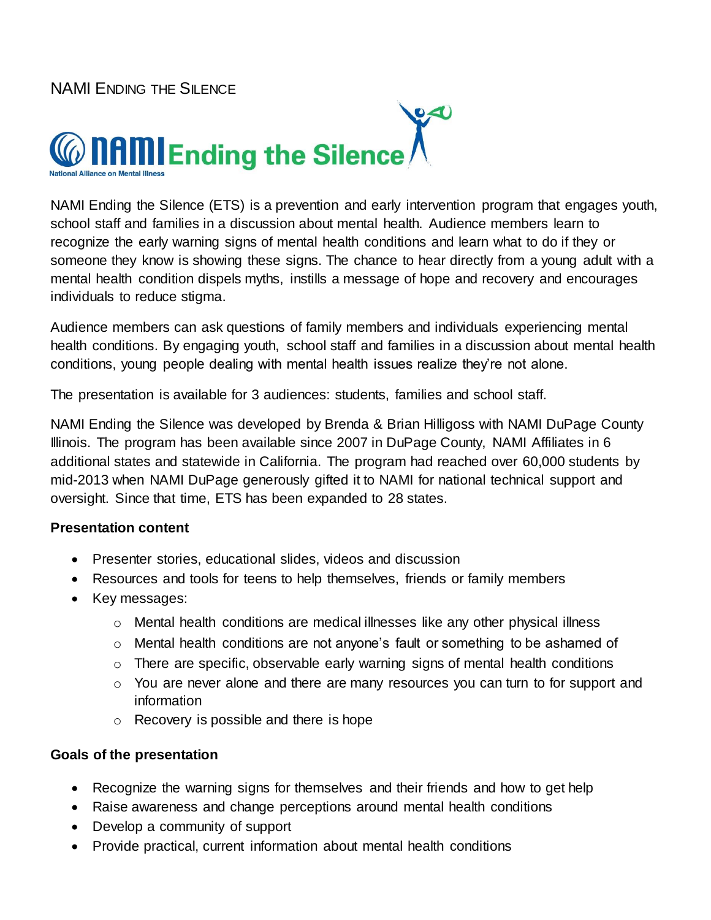# NAMI Ending the Silence

NAMI Ending the Silence (ETS) is a prevention and early intervention program that engages youth, school staff and families in a discussion about mental health. Audience members learn to recognize the early warning signs of mental health conditions and learn what to do if they or someone they know is showing these signs. The chance to hear directly from a young adult with a mental health condition dispels myths, instills a message of hope and recovery and encourages individuals to reduce stigma.

Audience members can ask questions of family members and individuals experiencing mental health conditions. By engaging youth, school staff and families in a discussion about mental health conditions, young people dealing with mental health issues realize they're not alone.

The presentation is available for 3 audiences: students, families and school staff.

NAMI Ending the Silence was developed by Brenda & Brian Hilligoss with NAMI DuPage County Illinois. The program has been available since 2007 in DuPage County, NAMI Affiliates in 6 additional states and statewide in California. The program had reached over 60,000 students by mid-2013 when NAMI DuPage generously gifted it to NAMI for national technical support and oversight. Since that time, ETS has been expanded to 28 states.

**Presentation content**

- Presenter stories, educational slides, videos and discussion
- Resources and tools for teens to help themselves, friends or family members
- Key messages:
  - Mental health conditions are medical illnesses like any other physical illness
  - Mental health conditions are not anyone's fault or something to be ashamed of
  - There are specific, observable early warning signs of mental health conditions
  - You are never alone and there are many resources you can turn to for support and information
  - Recovery is possible and there is hope

**Goals of the presentation**

- Recognize the warning signs for themselves and their friends and how to get help
- Raise awareness and change perceptions around mental health conditions
- Develop a community of support
- Provide practical, current information about mental health conditions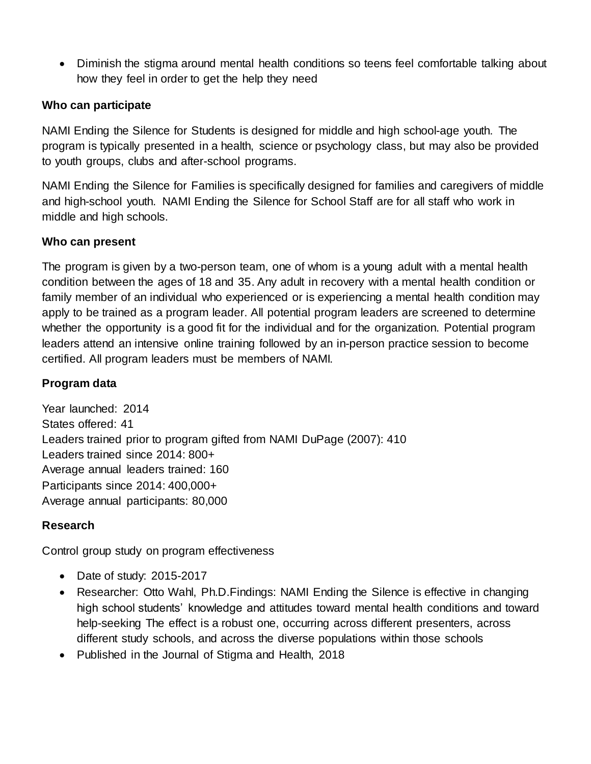- Diminish the stigma around mental health conditions so teens feel comfortable talking about how they feel in order to get the help they need

**Who can participate**

NAMI Ending the Silence for Students is designed for middle and high school-age youth. The program is typically presented in a health, science or psychology class, but may also be provided to youth groups, clubs and after-school programs.

NAMI Ending the Silence for Families is specifically designed for families and caregivers of middle and high-school youth. NAMI Ending the Silence for School Staff are for all staff who work in middle and high schools.

**Who can present**

The program is given by a two-person team, one of whom is a young adult with a mental health condition between the ages of 18 and 35. Any adult in recovery with a mental health condition or family member of an individual who experienced or is experiencing a mental health condition may apply to be trained as a program leader. All potential program leaders are screened to determine whether the opportunity is a good fit for the individual and for the organization. Potential program leaders attend an intensive online training followed by an in-person practice session to become certified. All program leaders must be members of NAMI.

**Program data**

Year launched: 2014
States offered: 41
Leaders trained prior to program gifted from NAMI DuPage (2007): 410
Leaders trained since 2014: 800+
Average annual leaders trained: 160
Participants since 2014: 400,000+
Average annual participants: 80,000

**Research**

Control group study on program effectiveness

- Date of study: 2015-2017
- Researcher: Otto Wahl, Ph.D.Findings: NAMI Ending the Silence is effective in changing high school students' knowledge and attitudes toward mental health conditions and toward help-seeking The effect is a robust one, occurring across different presenters, across different study schools, and across the diverse populations within those schools
- Published in the Journal of Stigma and Health, 2018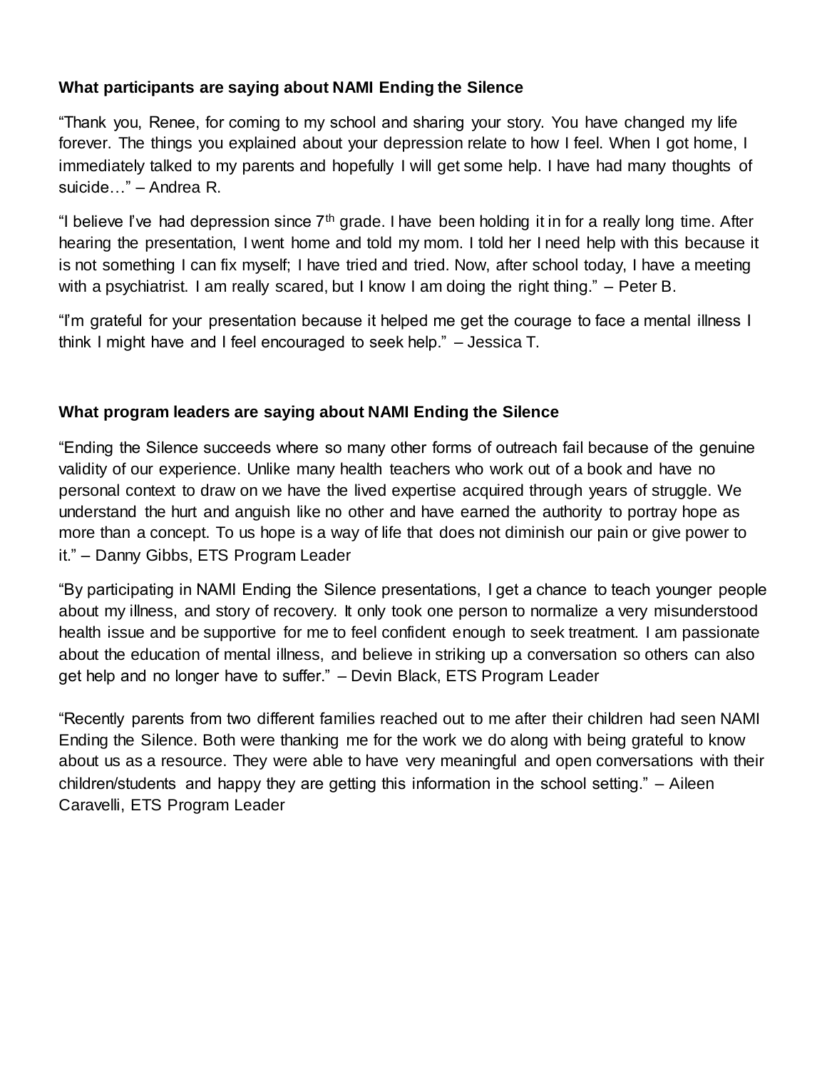**What participants are saying about NAMI Ending the Silence**

"Thank you, Renee, for coming to my school and sharing your story. You have changed my life forever. The things you explained about your depression relate to how I feel. When I got home, I immediately talked to my parents and hopefully I will get some help. I have had many thoughts of suicide…" – Andrea R.

"I believe I've had depression since 7th grade. I have been holding it in for a really long time. After hearing the presentation, I went home and told my mom. I told her I need help with this because it is not something I can fix myself; I have tried and tried. Now, after school today, I have a meeting with a psychiatrist. I am really scared, but I know I am doing the right thing." – Peter B.

"I'm grateful for your presentation because it helped me get the courage to face a mental illness I think I might have and I feel encouraged to seek help." – Jessica T.

**What program leaders are saying about NAMI Ending the Silence**

"Ending the Silence succeeds where so many other forms of outreach fail because of the genuine validity of our experience. Unlike many health teachers who work out of a book and have no personal context to draw on we have the lived expertise acquired through years of struggle. We understand the hurt and anguish like no other and have earned the authority to portray hope as more than a concept. To us hope is a way of life that does not diminish our pain or give power to it." – Danny Gibbs, ETS Program Leader

"By participating in NAMI Ending the Silence presentations, I get a chance to teach younger people about my illness, and story of recovery. It only took one person to normalize a very misunderstood health issue and be supportive for me to feel confident enough to seek treatment. I am passionate about the education of mental illness, and believe in striking up a conversation so others can also get help and no longer have to suffer." – Devin Black, ETS Program Leader

"Recently parents from two different families reached out to me after their children had seen NAMI Ending the Silence. Both were thanking me for the work we do along with being grateful to know about us as a resource. They were able to have very meaningful and open conversations with their children/students and happy they are getting this information in the school setting." – Aileen Caravelli, ETS Program Leader